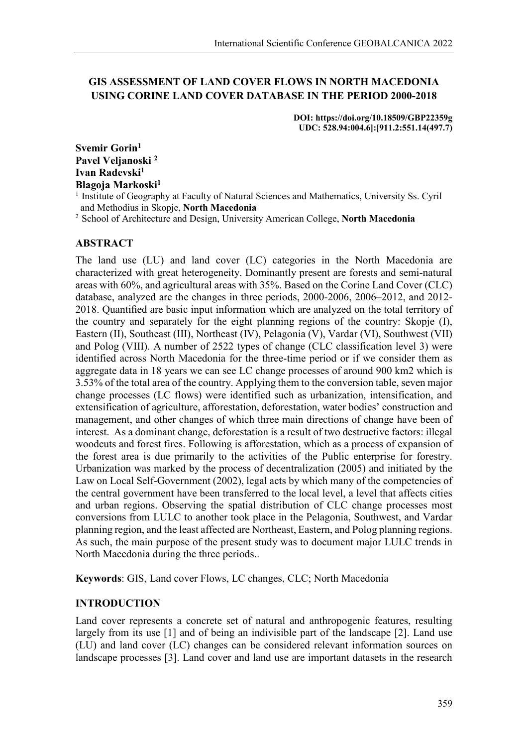# GIS ASSESSMENT OF LAND COVER FLOWS IN NORTH MACEDONIA USING CORINE LAND COVER DATABASE IN THE PERIOD 2000-2018

**DOI: https://doi.org/10.18509/GBP22359g**
**UDC: 528.94:004.6]:[911.2:551.14(497.7)**

**Svemir Gorin[1]**
**Pavel Veljanoski [2]**
**Ivan Radevski[1]**
**Blagoja Markoski[1]**

[1] Institute of Geography at Faculty of Natural Sciences and Mathematics, University Ss. Cyril and Methodius in Skopje, **North Macedonia**
[2] School of Architecture and Design, University American College, **North Macedonia**

## ABSTRACT

The land use (LU) and land cover (LC) categories in the North Macedonia are characterized with great heterogeneity. Dominantly present are forests and semi-natural areas with 60%, and agricultural areas with 35%. Based on the Corine Land Cover (CLC) database, analyzed are the changes in three periods, 2000-2006, 2006–2012, and 2012-2018. Quantified are basic input information which are analyzed on the total territory of the country and separately for the eight planning regions of the country: Skopje (I), Eastern (II), Southeast (III), Northeast (IV), Pelagonia (V), Vardar (VI), Southwest (VII) and Polog (VIII). A number of 2522 types of change (CLC classification level 3) were identified across North Macedonia for the three-time period or if we consider them as aggregate data in 18 years we can see LC change processes of around 900 km2 which is 3.53% of the total area of the country. Applying them to the conversion table, seven major change processes (LC flows) were identified such as urbanization, intensification, and extensification of agriculture, afforestation, deforestation, water bodies' construction and management, and other changes of which three main directions of change have been of interest. As a dominant change, deforestation is a result of two destructive factors: illegal woodcuts and forest fires. Following is afforestation, which as a process of expansion of the forest area is due primarily to the activities of the Public enterprise for forestry. Urbanization was marked by the process of decentralization (2005) and initiated by the Law on Local Self-Government (2002), legal acts by which many of the competencies of the central government have been transferred to the local level, a level that affects cities and urban regions. Observing the spatial distribution of CLC change processes most conversions from LULC to another took place in the Pelagonia, Southwest, and Vardar planning region, and the least affected are Northeast, Eastern, and Polog planning regions. As such, the main purpose of the present study was to document major LULC trends in North Macedonia during the three periods..

**Keywords**: GIS, Land cover Flows, LC changes, CLC; North Macedonia

## INTRODUCTION

Land cover represents a concrete set of natural and anthropogenic features, resulting largely from its use [1] and of being an indivisible part of the landscape [2]. Land use (LU) and land cover (LC) changes can be considered relevant information sources on landscape processes [3]. Land cover and land use are important datasets in the research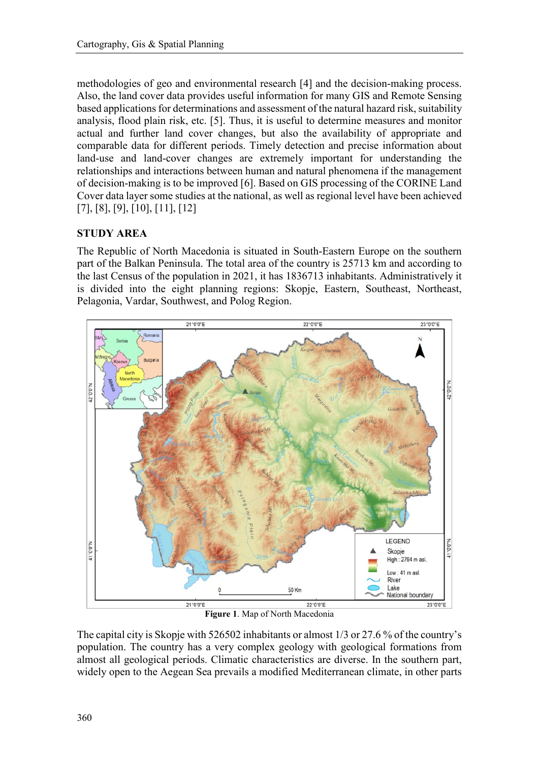methodologies of geo and environmental research [4] and the decision-making process. Also, the land cover data provides useful information for many GIS and Remote Sensing based applications for determinations and assessment of the natural hazard risk, suitability analysis, flood plain risk, etc. [5]. Thus, it is useful to determine measures and monitor actual and further land cover changes, but also the availability of appropriate and comparable data for different periods. Timely detection and precise information about land-use and land-cover changes are extremely important for understanding the relationships and interactions between human and natural phenomena if the management of decision-making is to be improved [6]. Based on GIS processing of the CORINE Land Cover data layer some studies at the national, as well as regional level have been achieved [7], [8], [9], [10], [11], [12]

## STUDY AREA

The Republic of North Macedonia is situated in South-Eastern Europe on the southern part of the Balkan Peninsula. The total area of the country is 25713 km and according to the last Census of the population in 2021, it has 1836713 inhabitants. Administratively it is divided into the eight planning regions: Skopje, Eastern, Southeast, Northeast, Pelagonia, Vardar, Southwest, and Polog Region.

**Figure 1**. Map of North Macedonia

The capital city is Skopje with 526502 inhabitants or almost 1/3 or 27.6 % of the country's population. The country has a very complex geology with geological formations from almost all geological periods. Climatic characteristics are diverse. In the southern part, widely open to the Aegean Sea prevails a modified Mediterranean climate, in other parts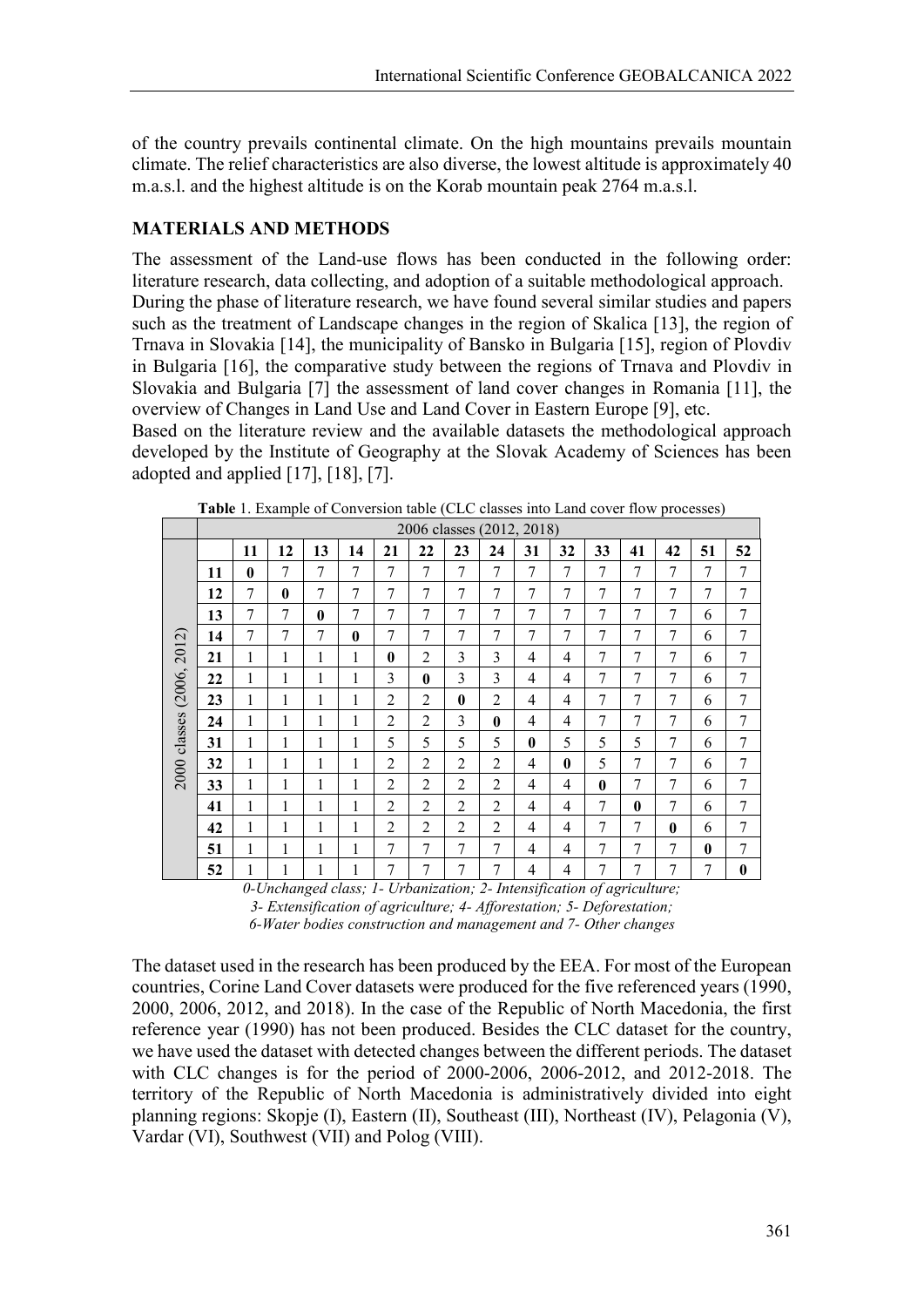of the country prevails continental climate. On the high mountains prevails mountain climate. The relief characteristics are also diverse, the lowest altitude is approximately 40 m.a.s.l. and the highest altitude is on the Korab mountain peak 2764 m.a.s.l.

## MATERIALS AND METHODS

The assessment of the Land-use flows has been conducted in the following order: literature research, data collecting, and adoption of a suitable methodological approach.

During the phase of literature research, we have found several similar studies and papers such as the treatment of Landscape changes in the region of Skalica [13], the region of Trnava in Slovakia [14], the municipality of Bansko in Bulgaria [15], region of Plovdiv in Bulgaria [16], the comparative study between the regions of Trnava and Plovdiv in Slovakia and Bulgaria [7] the assessment of land cover changes in Romania [11], the overview of Changes in Land Use and Land Cover in Eastern Europe [9], etc.

Based on the literature review and the available datasets the methodological approach developed by the Institute of Geography at the Slovak Academy of Sciences has been adopted and applied [17], [18], [7].

**Table** 1. Example of Conversion table (CLC classes into Land cover flow processes)

| | 2006 classes (2012, 2018) | | | | | | | | | | | | | | | |
|---|---|---|---|---|---|---|---|---|---|---|---|---|---|---|---|---|
| 2000 classes (2006, 2012) | | **11** | **12** | **13** | **14** | **21** | **22** | **23** | **24** | **31** | **32** | **33** | **41** | **42** | **51** | **52** |
| | **11** | **0** | 7 | 7 | 7 | 7 | 7 | 7 | 7 | 7 | 7 | 7 | 7 | 7 | 7 | 7 |
| | **12** | 7 | **0** | 7 | 7 | 7 | 7 | 7 | 7 | 7 | 7 | 7 | 7 | 7 | 7 | 7 |
| | **13** | 7 | 7 | **0** | 7 | 7 | 7 | 7 | 7 | 7 | 7 | 7 | 7 | 7 | 6 | 7 |
| | **14** | 7 | 7 | 7 | **0** | 7 | 7 | 7 | 7 | 7 | 7 | 7 | 7 | 7 | 6 | 7 |
| | **21** | 1 | 1 | 1 | 1 | **0** | 2 | 3 | 3 | 4 | 4 | 7 | 7 | 7 | 6 | 7 |
| | **22** | 1 | 1 | 1 | 1 | 3 | **0** | 3 | 3 | 4 | 4 | 7 | 7 | 7 | 6 | 7 |
| | **23** | 1 | 1 | 1 | 1 | 2 | 2 | **0** | 2 | 4 | 4 | 7 | 7 | 7 | 6 | 7 |
| | **24** | 1 | 1 | 1 | 1 | 2 | 2 | 3 | **0** | 4 | 4 | 7 | 7 | 7 | 6 | 7 |
| | **31** | 1 | 1 | 1 | 1 | 5 | 5 | 5 | 5 | **0** | 5 | 5 | 5 | 7 | 6 | 7 |
| | **32** | 1 | 1 | 1 | 1 | 2 | 2 | 2 | 2 | 4 | **0** | 5 | 7 | 7 | 6 | 7 |
| | **33** | 1 | 1 | 1 | 1 | 2 | 2 | 2 | 2 | 4 | 4 | **0** | 7 | 7 | 6 | 7 |
| | **41** | 1 | 1 | 1 | 1 | 2 | 2 | 2 | 2 | 4 | 4 | 7 | **0** | 7 | 6 | 7 |
| | **42** | 1 | 1 | 1 | 1 | 2 | 2 | 2 | 2 | 4 | 4 | 7 | 7 | **0** | 6 | 7 |
| | **51** | 1 | 1 | 1 | 1 | 7 | 7 | 7 | 7 | 4 | 4 | 7 | 7 | 7 | **0** | 7 |
| | **52** | 1 | 1 | 1 | 1 | 7 | 7 | 7 | 7 | 4 | 4 | 7 | 7 | 7 | 7 | **0** |

*0-Unchanged class; 1- Urbanization; 2- Intensification of agriculture; 3- Extensification of agriculture; 4- Afforestation; 5- Deforestation; 6-Water bodies construction and management and 7- Other changes*

The dataset used in the research has been produced by the EEA. For most of the European countries, Corine Land Cover datasets were produced for the five referenced years (1990, 2000, 2006, 2012, and 2018). In the case of the Republic of North Macedonia, the first reference year (1990) has not been produced. Besides the CLC dataset for the country, we have used the dataset with detected changes between the different periods. The dataset with CLC changes is for the period of 2000-2006, 2006-2012, and 2012-2018. The territory of the Republic of North Macedonia is administratively divided into eight planning regions: Skopje (I), Eastern (II), Southeast (III), Northeast (IV), Pelagonia (V), Vardar (VI), Southwest (VII) and Polog (VIII).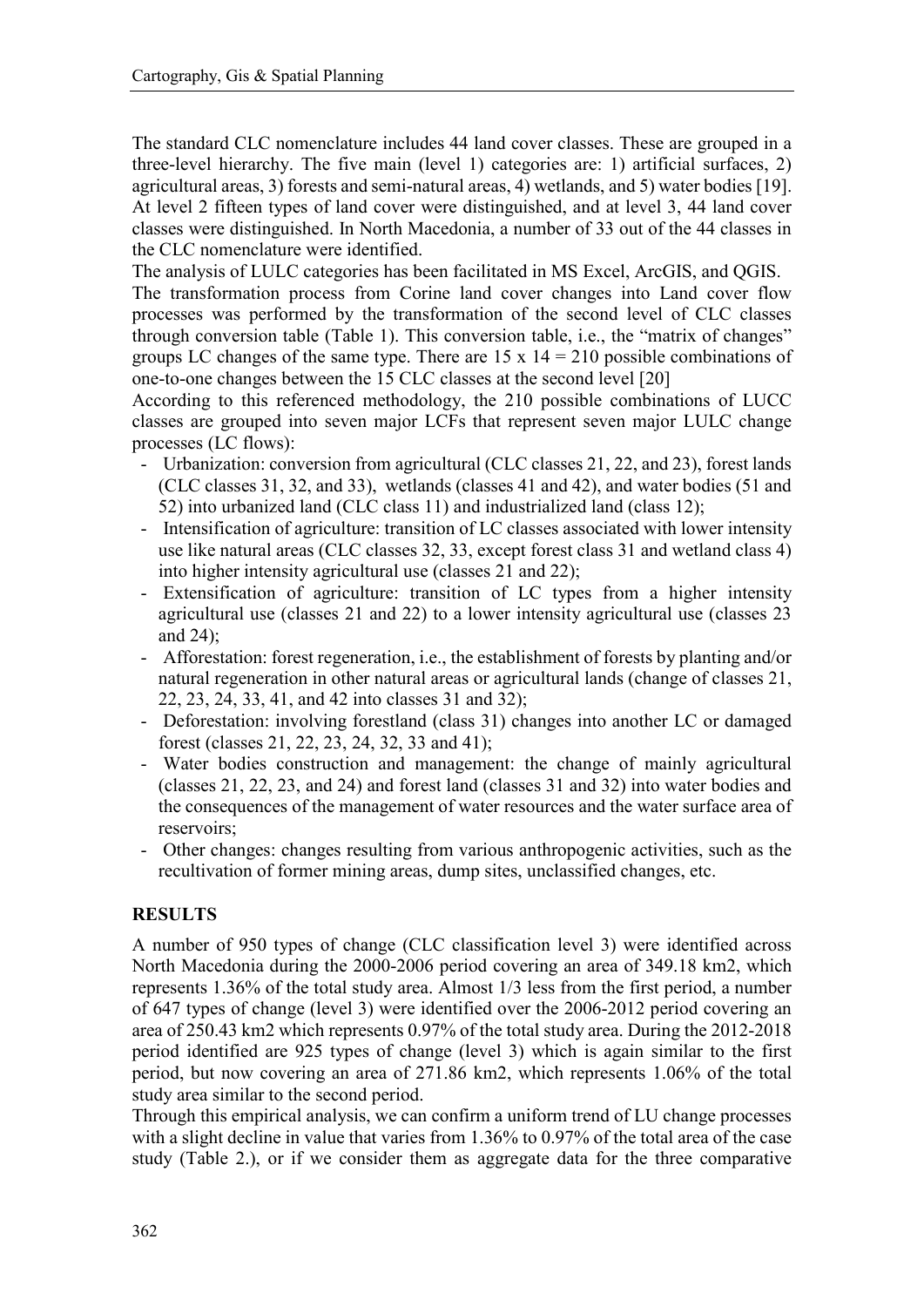The standard CLC nomenclature includes 44 land cover classes. These are grouped in a three-level hierarchy. The five main (level 1) categories are: 1) artificial surfaces, 2) agricultural areas, 3) forests and semi-natural areas, 4) wetlands, and 5) water bodies [19]. At level 2 fifteen types of land cover were distinguished, and at level 3, 44 land cover classes were distinguished. In North Macedonia, a number of 33 out of the 44 classes in the CLC nomenclature were identified.

The analysis of LULC categories has been facilitated in MS Excel, ArcGIS, and QGIS.

The transformation process from Corine land cover changes into Land cover flow processes was performed by the transformation of the second level of CLC classes through conversion table (Table 1). This conversion table, i.e., the "matrix of changes" groups LC changes of the same type. There are 15 x 14 = 210 possible combinations of one-to-one changes between the 15 CLC classes at the second level [20]

According to this referenced methodology, the 210 possible combinations of LUCC classes are grouped into seven major LCFs that represent seven major LULC change processes (LC flows):

- Urbanization: conversion from agricultural (CLC classes 21, 22, and 23), forest lands (CLC classes 31, 32, and 33), wetlands (classes 41 and 42), and water bodies (51 and 52) into urbanized land (CLC class 11) and industrialized land (class 12);
- Intensification of agriculture: transition of LC classes associated with lower intensity use like natural areas (CLC classes 32, 33, except forest class 31 and wetland class 4) into higher intensity agricultural use (classes 21 and 22);
- Extensification of agriculture: transition of LC types from a higher intensity agricultural use (classes 21 and 22) to a lower intensity agricultural use (classes 23 and 24);
- Afforestation: forest regeneration, i.e., the establishment of forests by planting and/or natural regeneration in other natural areas or agricultural lands (change of classes 21, 22, 23, 24, 33, 41, and 42 into classes 31 and 32);
- Deforestation: involving forestland (class 31) changes into another LC or damaged forest (classes 21, 22, 23, 24, 32, 33 and 41);
- Water bodies construction and management: the change of mainly agricultural (classes 21, 22, 23, and 24) and forest land (classes 31 and 32) into water bodies and the consequences of the management of water resources and the water surface area of reservoirs;
- Other changes: changes resulting from various anthropogenic activities, such as the recultivation of former mining areas, dump sites, unclassified changes, etc.

## RESULTS

A number of 950 types of change (CLC classification level 3) were identified across North Macedonia during the 2000-2006 period covering an area of 349.18 km2, which represents 1.36% of the total study area. Almost 1/3 less from the first period, a number of 647 types of change (level 3) were identified over the 2006-2012 period covering an area of 250.43 km2 which represents 0.97% of the total study area. During the 2012-2018 period identified are 925 types of change (level 3) which is again similar to the first period, but now covering an area of 271.86 km2, which represents 1.06% of the total study area similar to the second period.

Through this empirical analysis, we can confirm a uniform trend of LU change processes with a slight decline in value that varies from 1.36% to 0.97% of the total area of the case study (Table 2.), or if we consider them as aggregate data for the three comparative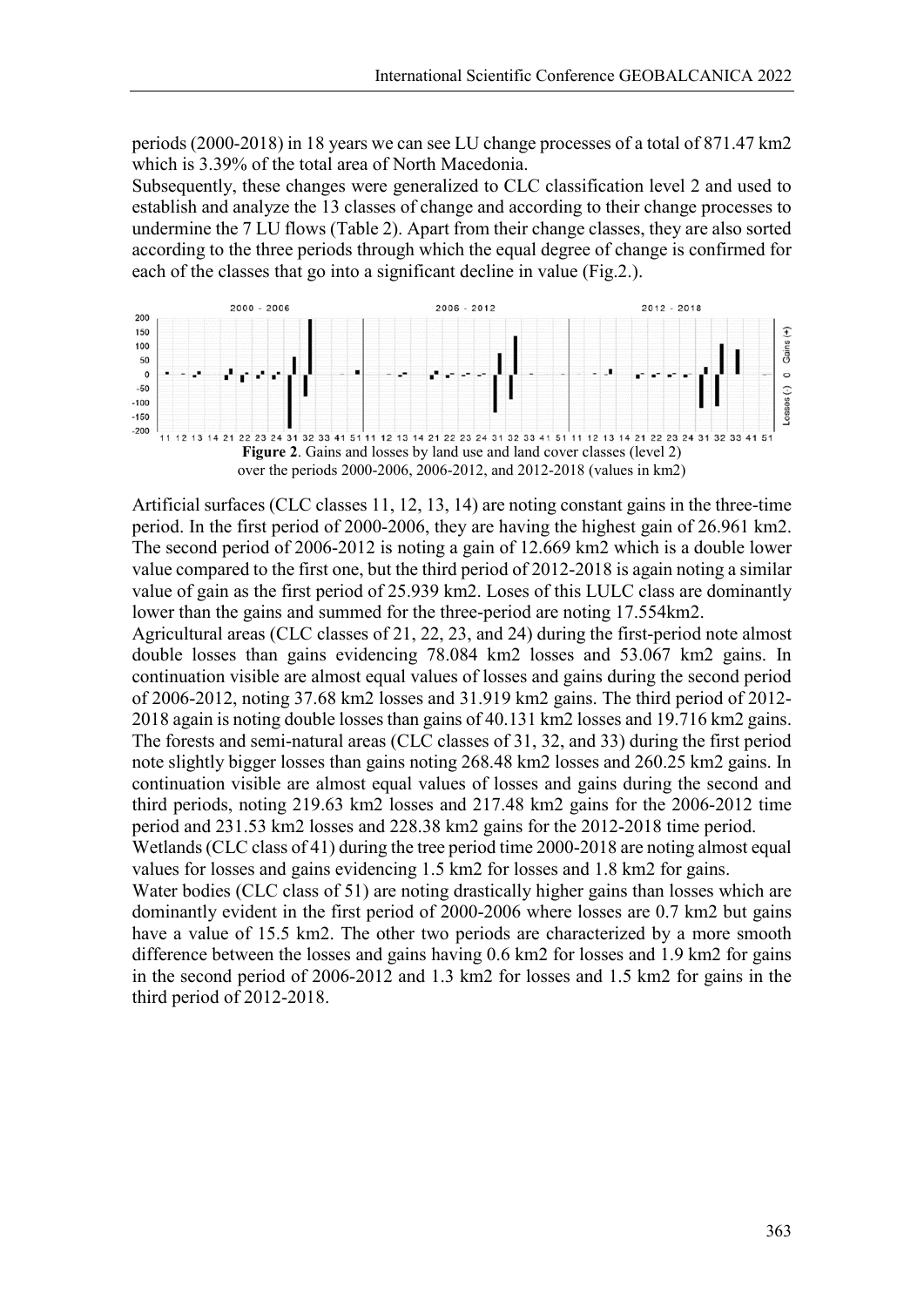periods (2000-2018) in 18 years we can see LU change processes of a total of 871.47 km2 which is 3.39% of the total area of North Macedonia.

Subsequently, these changes were generalized to CLC classification level 2 and used to establish and analyze the 13 classes of change and according to their change processes to undermine the 7 LU flows (Table 2). Apart from their change classes, they are also sorted according to the three periods through which the equal degree of change is confirmed for each of the classes that go into a significant decline in value (Fig.2.).

**Figure 2**. Gains and losses by land use and land cover classes (level 2) over the periods 2000-2006, 2006-2012, and 2012-2018 (values in km2)

Artificial surfaces (CLC classes 11, 12, 13, 14) are noting constant gains in the three-time period. In the first period of 2000-2006, they are having the highest gain of 26.961 km2. The second period of 2006-2012 is noting a gain of 12.669 km2 which is a double lower value compared to the first one, but the third period of 2012-2018 is again noting a similar value of gain as the first period of 25.939 km2. Loses of this LULC class are dominantly lower than the gains and summed for the three-period are noting 17.554km2.

Agricultural areas (CLC classes of 21, 22, 23, and 24) during the first-period note almost double losses than gains evidencing 78.084 km2 losses and 53.067 km2 gains. In continuation visible are almost equal values of losses and gains during the second period of 2006-2012, noting 37.68 km2 losses and 31.919 km2 gains. The third period of 2012-2018 again is noting double losses than gains of 40.131 km2 losses and 19.716 km2 gains.

The forests and semi-natural areas (CLC classes of 31, 32, and 33) during the first period note slightly bigger losses than gains noting 268.48 km2 losses and 260.25 km2 gains. In continuation visible are almost equal values of losses and gains during the second and third periods, noting 219.63 km2 losses and 217.48 km2 gains for the 2006-2012 time period and 231.53 km2 losses and 228.38 km2 gains for the 2012-2018 time period.

Wetlands (CLC class of 41) during the tree period time 2000-2018 are noting almost equal values for losses and gains evidencing 1.5 km2 for losses and 1.8 km2 for gains.

Water bodies (CLC class of 51) are noting drastically higher gains than losses which are dominantly evident in the first period of 2000-2006 where losses are 0.7 km2 but gains have a value of 15.5 km2. The other two periods are characterized by a more smooth difference between the losses and gains having 0.6 km2 for losses and 1.9 km2 for gains in the second period of 2006-2012 and 1.3 km2 for losses and 1.5 km2 for gains in the third period of 2012-2018.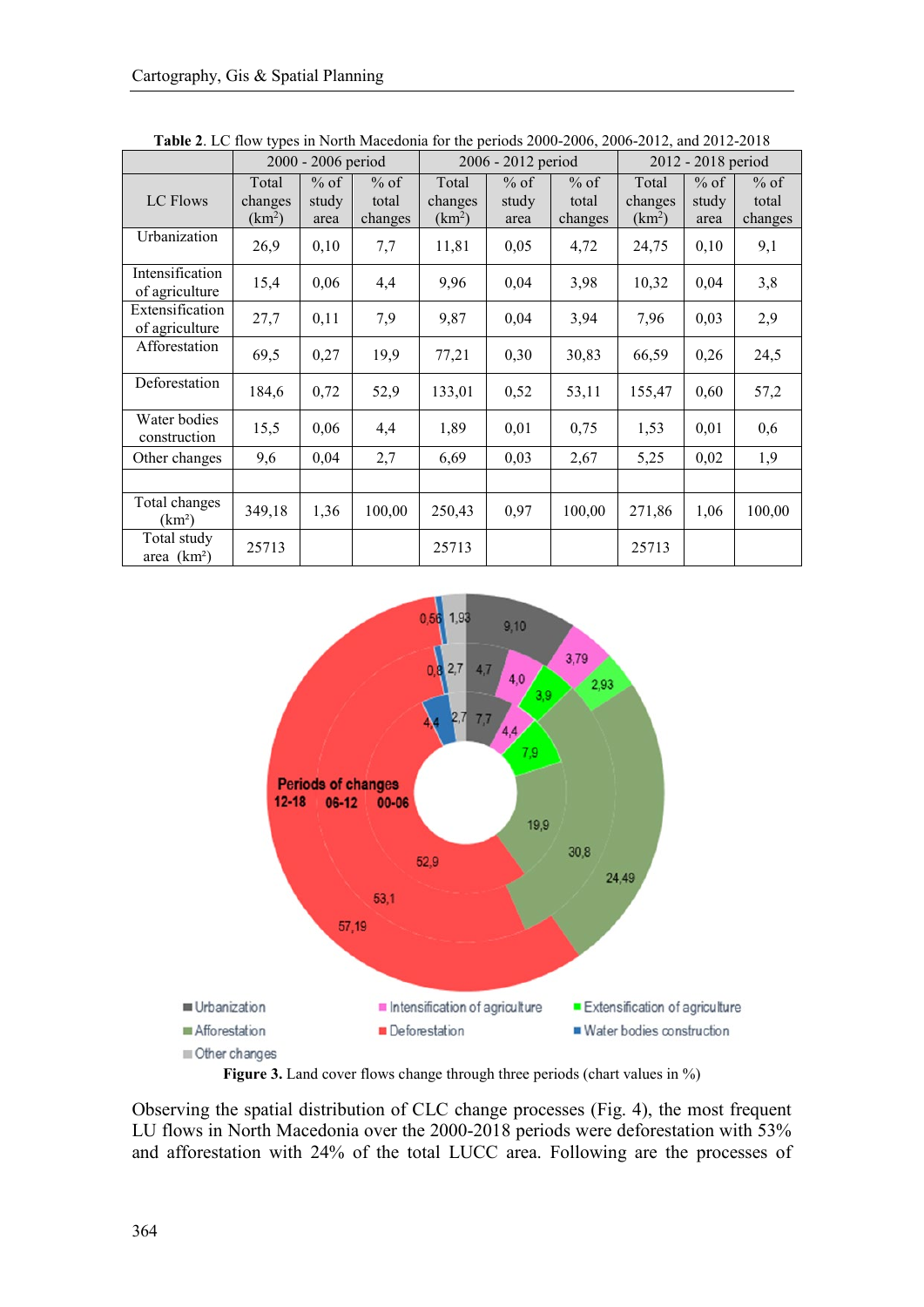**Table 2**. LC flow types in North Macedonia for the periods 2000-2006, 2006-2012, and 2012-2018

| | 2000 - 2006 period | | | 2006 - 2012 period | | | 2012 - 2018 period | | |
|---|---|---|---|---|---|---|---|---|---|
| LC Flows | Total changes ($km^2$) | % of study area | % of total changes | Total changes ($km^2$) | % of study area | % of total changes | Total changes ($km^2$) | % of study area | % of total changes |
| Urbanization | 26,9 | 0,10 | 7,7 | 11,81 | 0,05 | 4,72 | 24,75 | 0,10 | 9,1 |
| Intensification of agriculture | 15,4 | 0,06 | 4,4 | 9,96 | 0,04 | 3,98 | 10,32 | 0,04 | 3,8 |
| Extensification of agriculture | 27,7 | 0,11 | 7,9 | 9,87 | 0,04 | 3,94 | 7,96 | 0,03 | 2,9 |
| Afforestation | 69,5 | 0,27 | 19,9 | 77,21 | 0,30 | 30,83 | 66,59 | 0,26 | 24,5 |
| Deforestation | 184,6 | 0,72 | 52,9 | 133,01 | 0,52 | 53,11 | 155,47 | 0,60 | 57,2 |
| Water bodies construction | 15,5 | 0,06 | 4,4 | 1,89 | 0,01 | 0,75 | 1,53 | 0,01 | 0,6 |
| Other changes | 9,6 | 0,04 | 2,7 | 6,69 | 0,03 | 2,67 | 5,25 | 0,02 | 1,9 |
| | | | | | | | | | |
| Total changes ($km^2$) | 349,18 | 1,36 | 100,00 | 250,43 | 0,97 | 100,00 | 271,86 | 1,06 | 100,00 |
| Total study area ($km^2$) | 25713 | | | 25713 | | | 25713 | | |

**Figure 3.** Land cover flows change through three periods (chart values in %)

Observing the spatial distribution of CLC change processes (Fig. 4), the most frequent LU flows in North Macedonia over the 2000-2018 periods were deforestation with 53% and afforestation with 24% of the total LUCC area. Following are the processes of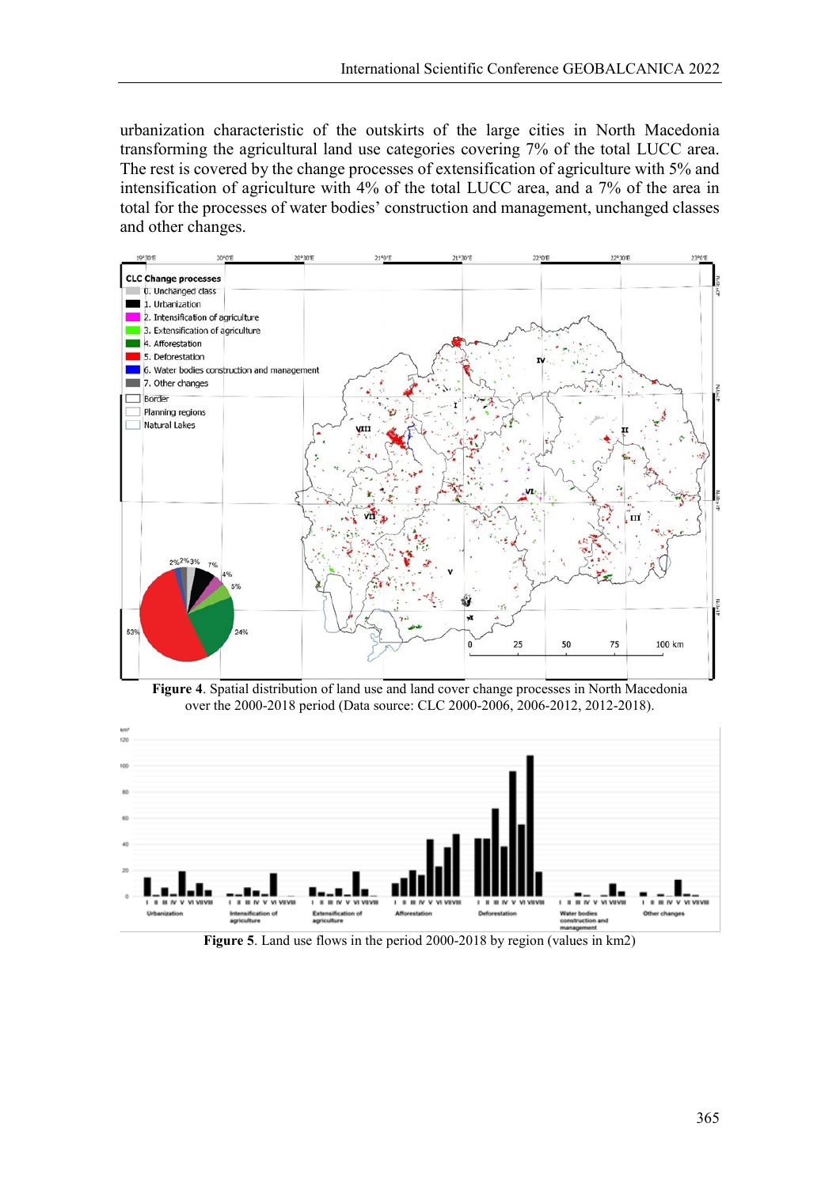urbanization characteristic of the outskirts of the large cities in North Macedonia transforming the agricultural land use categories covering 7% of the total LUCC area. The rest is covered by the change processes of extensification of agriculture with 5% and intensification of agriculture with 4% of the total LUCC area, and a 7% of the area in total for the processes of water bodies' construction and management, unchanged classes and other changes.

**Figure 4**. Spatial distribution of land use and land cover change processes in North Macedonia over the 2000-2018 period (Data source: CLC 2000-2006, 2006-2012, 2012-2018).

**Figure 5**. Land use flows in the period 2000-2018 by region (values in km2)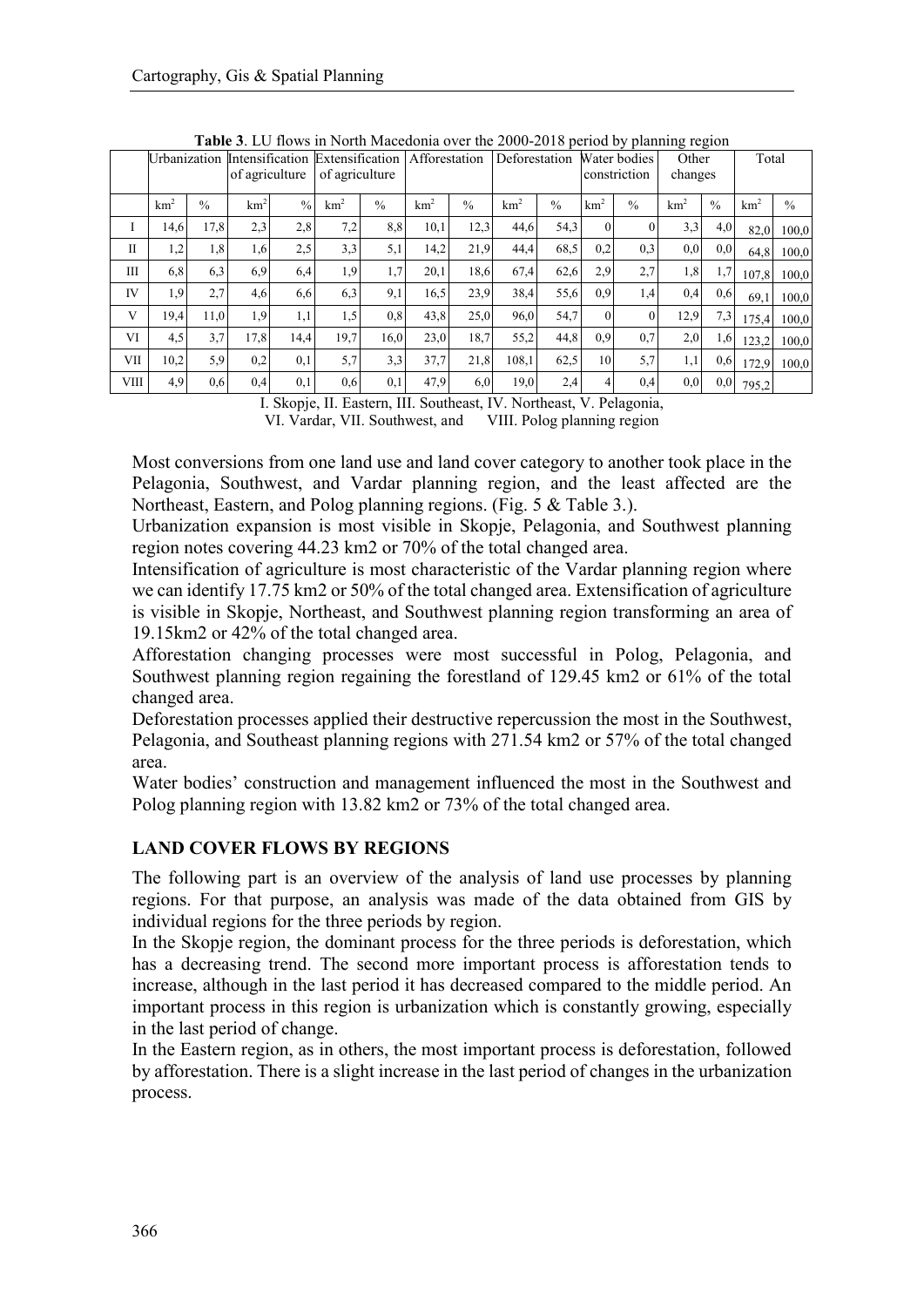**Table 3**. LU flows in North Macedonia over the 2000-2018 period by planning region

| | Urbanization | | Intensification of agriculture | | Extensification of agriculture | | Afforestation | | Deforestation | | Water bodies constriction | | Other changes | | Total | |
|---|---|---|---|---|---|---|---|---|---|---|---|---|---|---|---|---|
| | km$^2$ | % | km$^2$ | % | km$^2$ | % | km$^2$ | % | km$^2$ | % | km$^2$ | % | km$^2$ | % | km$^2$ | % |
| I | 14,6 | 17,8 | 2,3 | 2,8 | 7,2 | 8,8 | 10,1 | 12,3 | 44,6 | 54,3 | 0 | 0 | 3,3 | 4,0 | 82,0 | 100,0 |
| II | 1,2 | 1,8 | 1,6 | 2,5 | 3,3 | 5,1 | 14,2 | 21,9 | 44,4 | 68,5 | 0,2 | 0,3 | 0,0 | 0,0 | 64,8 | 100,0 |
| III | 6,8 | 6,3 | 6,9 | 6,4 | 1,9 | 1,7 | 20,1 | 18,6 | 67,4 | 62,6 | 2,9 | 2,7 | 1,8 | 1,7 | 107,8 | 100,0 |
| IV | 1,9 | 2,7 | 4,6 | 6,6 | 6,3 | 9,1 | 16,5 | 23,9 | 38,4 | 55,6 | 0,9 | 1,4 | 0,4 | 0,6 | 69,1 | 100,0 |
| V | 19,4 | 11,0 | 1,9 | 1,1 | 1,5 | 0,8 | 43,8 | 25,0 | 96,0 | 54,7 | 0 | 0 | 12,9 | 7,3 | 175,4 | 100,0 |
| VI | 4,5 | 3,7 | 17,8 | 14,4 | 19,7 | 16,0 | 23,0 | 18,7 | 55,2 | 44,8 | 0,9 | 0,7 | 2,0 | 1,6 | 123,2 | 100,0 |
| VII | 10,2 | 5,9 | 0,2 | 0,1 | 5,7 | 3,3 | 37,7 | 21,8 | 108,1 | 62,5 | 10 | 5,7 | 1,1 | 0,6 | 172,9 | 100,0 |
| VIII | 4,9 | 0,6 | 0,4 | 0,1 | 0,6 | 0,1 | 47,9 | 6,0 | 19,0 | 2,4 | 4 | 0,4 | 0,0 | 0,0 | 795,2 | |

I. Skopje, II. Eastern, III. Southeast, IV. Northeast, V. Pelagonia, VI. Vardar, VII. Southwest, and VIII. Polog planning region

Most conversions from one land use and land cover category to another took place in the Pelagonia, Southwest, and Vardar planning region, and the least affected are the Northeast, Eastern, and Polog planning regions. (Fig. 5 & Table 3.).

Urbanization expansion is most visible in Skopje, Pelagonia, and Southwest planning region notes covering 44.23 km2 or 70% of the total changed area.

Intensification of agriculture is most characteristic of the Vardar planning region where we can identify 17.75 km2 or 50% of the total changed area. Extensification of agriculture is visible in Skopje, Northeast, and Southwest planning region transforming an area of 19.15km2 or 42% of the total changed area.

Afforestation changing processes were most successful in Polog, Pelagonia, and Southwest planning region regaining the forestland of 129.45 km2 or 61% of the total changed area.

Deforestation processes applied their destructive repercussion the most in the Southwest, Pelagonia, and Southeast planning regions with 271.54 km2 or 57% of the total changed area.

Water bodies' construction and management influenced the most in the Southwest and Polog planning region with 13.82 km2 or 73% of the total changed area.

## LAND COVER FLOWS BY REGIONS

The following part is an overview of the analysis of land use processes by planning regions. For that purpose, an analysis was made of the data obtained from GIS by individual regions for the three periods by region.

In the Skopje region, the dominant process for the three periods is deforestation, which has a decreasing trend. The second more important process is afforestation tends to increase, although in the last period it has decreased compared to the middle period. An important process in this region is urbanization which is constantly growing, especially in the last period of change.

In the Eastern region, as in others, the most important process is deforestation, followed by afforestation. There is a slight increase in the last period of changes in the urbanization process.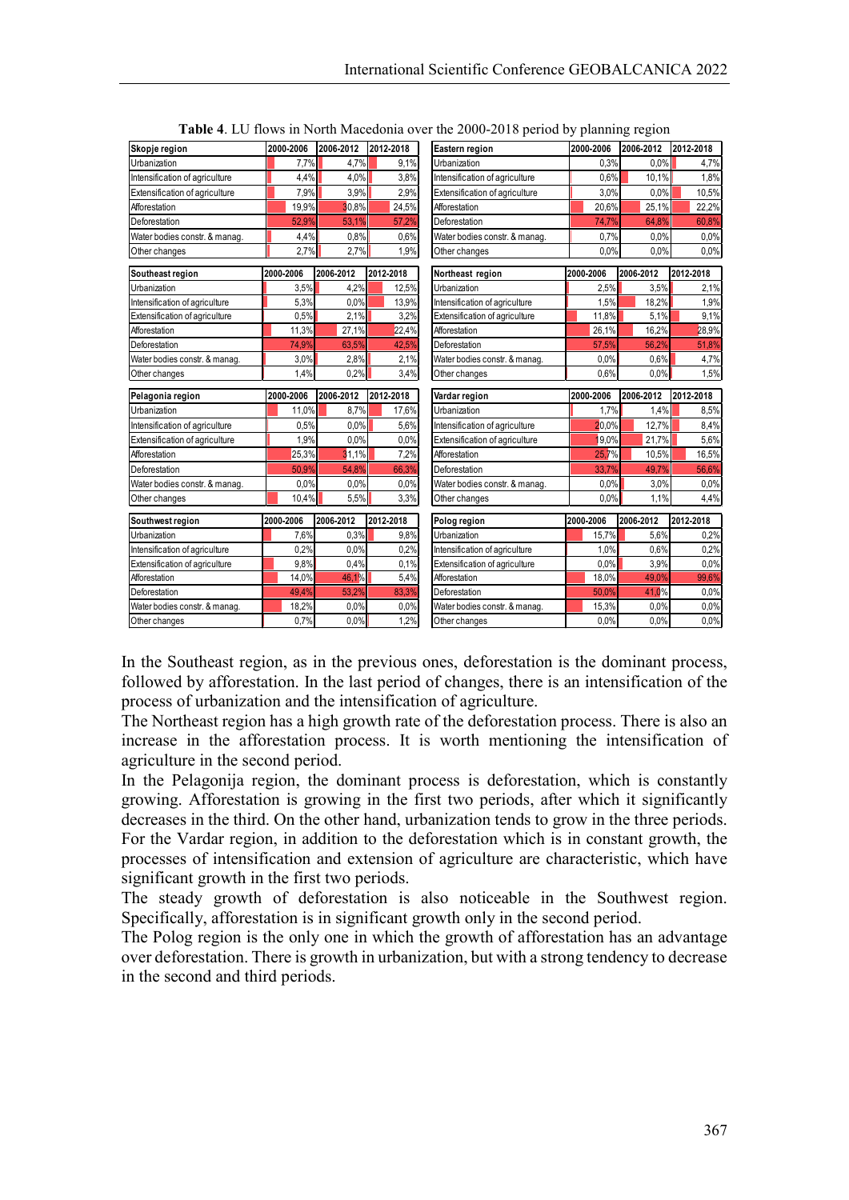**Table 4**. LU flows in North Macedonia over the 2000-2018 period by planning region

| Skopje region | 2000-2006 | 2006-2012 | 2012-2018 |
|---|---|---|---|
| Urbanization | 7,7% | 4,7% | 9,1% |
| Intensification of agriculture | 4,4% | 4,0% | 3,8% |
| Extensification of agriculture | 7,9% | 3,9% | 2,9% |
| Afforestation | 19,9% | 30,8% | 24,5% |
| Deforestation | 52,9% | 53,1% | 57,2% |
| Water bodies constr. & manag. | 4,4% | 0,8% | 0,6% |
| Other changes | 2,7% | 2,7% | 1,9% |

| Eastern region | 2000-2006 | 2006-2012 | 2012-2018 |
|---|---|---|---|
| Urbanization | 0,3% | 0,0% | 4,7% |
| Intensification of agriculture | 0,6% | 10,1% | 1,8% |
| Extensification of agriculture | 3,0% | 0,0% | 10,5% |
| Afforestation | 20,6% | 25,1% | 22,2% |
| Deforestation | 74,7% | 64,8% | 60,8% |
| Water bodies constr. & manag. | 0,7% | 0,0% | 0,0% |
| Other changes | 0,0% | 0,0% | 0,0% |

| Southeast region | 2000-2006 | 2006-2012 | 2012-2018 |
|---|---|---|---|
| Urbanization | 3,5% | 4,2% | 12,5% |
| Intensification of agriculture | 5,3% | 0,0% | 13,9% |
| Extensification of agriculture | 0,5% | 2,1% | 3,2% |
| Afforestation | 11,3% | 27,1% | 22,4% |
| Deforestation | 74,9% | 63,5% | 42,5% |
| Water bodies constr. & manag. | 3,0% | 2,8% | 2,1% |
| Other changes | 1,4% | 0,2% | 3,4% |

| Northeast region | 2000-2006 | 2006-2012 | 2012-2018 |
|---|---|---|---|
| Urbanization | 2,5% | 3,5% | 2,1% |
| Intensification of agriculture | 1,5% | 18,2% | 1,9% |
| Extensification of agriculture | 11,8% | 5,1% | 9,1% |
| Afforestation | 26,1% | 16,2% | 28,9% |
| Deforestation | 57,5% | 56,2% | 51,8% |
| Water bodies constr. & manag. | 0,0% | 0,6% | 4,7% |
| Other changes | 0,6% | 0,0% | 1,5% |

| Pelagonia region | 2000-2006 | 2006-2012 | 2012-2018 |
|---|---|---|---|
| Urbanization | 11,0% | 8,7% | 17,6% |
| Intensification of agriculture | 0,5% | 0,0% | 5,6% |
| Extensification of agriculture | 1,9% | 0,0% | 0,0% |
| Afforestation | 25,3% | 31,1% | 7,2% |
| Deforestation | 50,9% | 54,8% | 66,3% |
| Water bodies constr. & manag. | 0,0% | 0,0% | 0,0% |
| Other changes | 10,4% | 5,5% | 3,3% |

| Vardar region | 2000-2006 | 2006-2012 | 2012-2018 |
|---|---|---|---|
| Urbanization | 1,7% | 1,4% | 8,5% |
| Intensification of agriculture | 20,0% | 12,7% | 8,4% |
| Extensification of agriculture | 19,0% | 21,7% | 5,6% |
| Afforestation | 25,7% | 10,5% | 16,5% |
| Deforestation | 33,7% | 49,7% | 56,6% |
| Water bodies constr. & manag. | 0,0% | 3,0% | 0,0% |
| Other changes | 0,0% | 1,1% | 4,4% |

| Southwest region | 2000-2006 | 2006-2012 | 2012-2018 |
|---|---|---|---|
| Urbanization | 7,6% | 0,3% | 9,8% |
| Intensification of agriculture | 0,2% | 0,0% | 0,2% |
| Extensification of agriculture | 9,8% | 0,4% | 0,1% |
| Afforestation | 14,0% | 46,1% | 5,4% |
| Deforestation | 49,4% | 53,2% | 83,3% |
| Water bodies constr. & manag. | 18,2% | 0,0% | 0,0% |
| Other changes | 0,7% | 0,0% | 1,2% |

| Polog region | 2000-2006 | 2006-2012 | 2012-2018 |
|---|---|---|---|
| Urbanization | 15,7% | 5,6% | 0,2% |
| Intensification of agriculture | 1,0% | 0,6% | 0,2% |
| Extensification of agriculture | 0,0% | 3,9% | 0,0% |
| Afforestation | 18,0% | 49,0% | 99,6% |
| Deforestation | 50,0% | 41,0% | 0,0% |
| Water bodies constr. & manag. | 15,3% | 0,0% | 0,0% |
| Other changes | 0,0% | 0,0% | 0,0% |

In the Southeast region, as in the previous ones, deforestation is the dominant process, followed by afforestation. In the last period of changes, there is an intensification of the process of urbanization and the intensification of agriculture.

The Northeast region has a high growth rate of the deforestation process. There is also an increase in the afforestation process. It is worth mentioning the intensification of agriculture in the second period.

In the Pelagonija region, the dominant process is deforestation, which is constantly growing. Afforestation is growing in the first two periods, after which it significantly decreases in the third. On the other hand, urbanization tends to grow in the three periods.

For the Vardar region, in addition to the deforestation which is in constant growth, the processes of intensification and extension of agriculture are characteristic, which have significant growth in the first two periods.

The steady growth of deforestation is also noticeable in the Southwest region. Specifically, afforestation is in significant growth only in the second period.

The Polog region is the only one in which the growth of afforestation has an advantage over deforestation. There is growth in urbanization, but with a strong tendency to decrease in the second and third periods.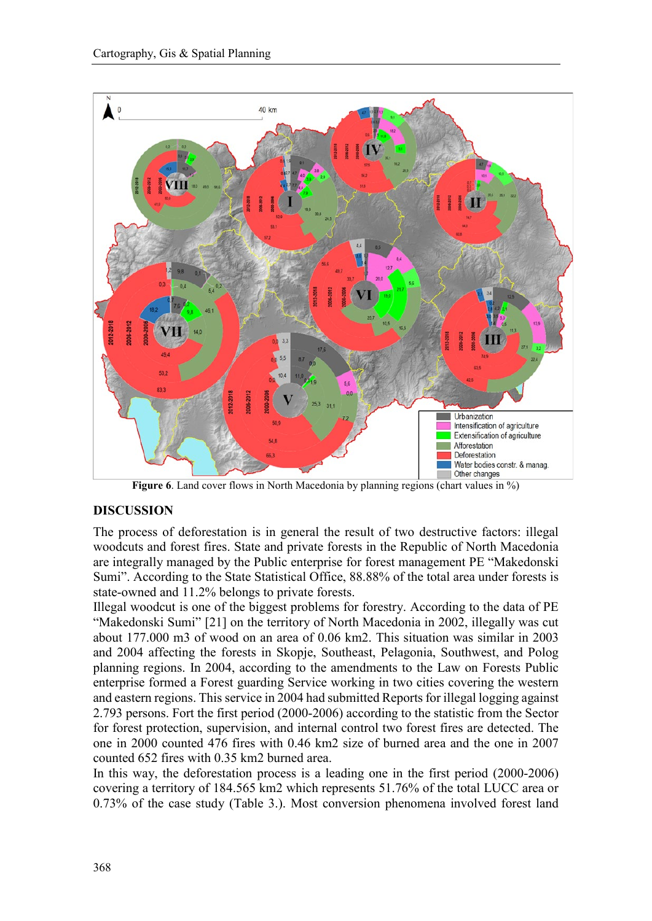Figure 6. Land cover flows in North Macedonia by planning regions (chart values in %)

## DISCUSSION

The process of deforestation is in general the result of two destructive factors: illegal woodcuts and forest fires. State and private forests in the Republic of North Macedonia are integrally managed by the Public enterprise for forest management PE "Makedonski Sumi". According to the State Statistical Office, 88.88% of the total area under forests is state-owned and 11.2% belongs to private forests.

Illegal woodcut is one of the biggest problems for forestry. According to the data of PE "Makedonski Sumi" [21] on the territory of North Macedonia in 2002, illegally was cut about 177.000 m3 of wood on an area of 0.06 km2. This situation was similar in 2003 and 2004 affecting the forests in Skopje, Southeast, Pelagonia, Southwest, and Polog planning regions. In 2004, according to the amendments to the Law on Forests Public enterprise formed a Forest guarding Service working in two cities covering the western and eastern regions. This service in 2004 had submitted Reports for illegal logging against 2.793 persons. Fort the first period (2000-2006) according to the statistic from the Sector for forest protection, supervision, and internal control two forest fires are detected. The one in 2000 counted 476 fires with 0.46 km2 size of burned area and the one in 2007 counted 652 fires with 0.35 km2 burned area.

In this way, the deforestation process is a leading one in the first period (2000-2006) covering a territory of 184.565 km2 which represents 51.76% of the total LUCC area or 0.73% of the case study (Table 3.). Most conversion phenomena involved forest land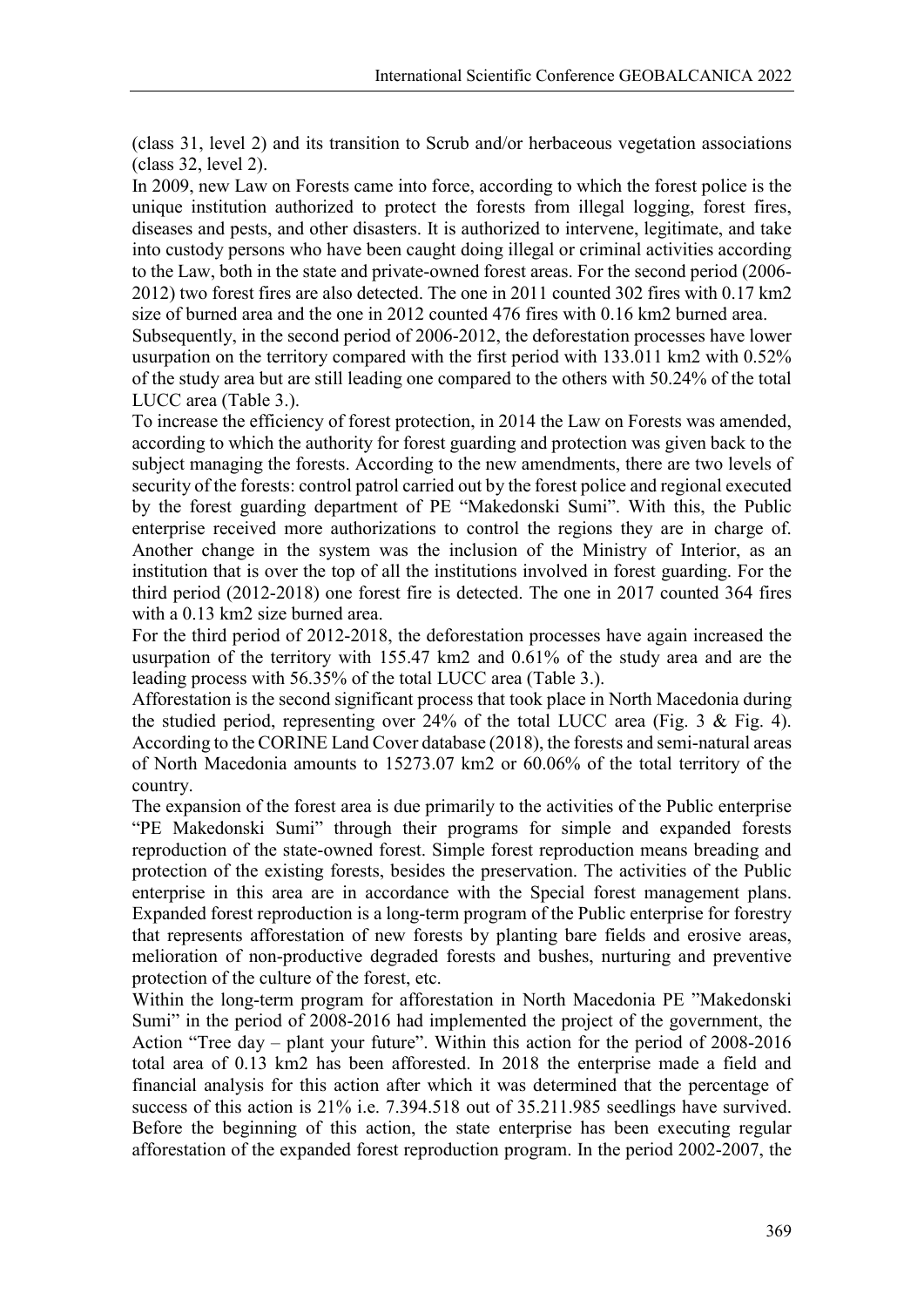(class 31, level 2) and its transition to Scrub and/or herbaceous vegetation associations (class 32, level 2).

In 2009, new Law on Forests came into force, according to which the forest police is the unique institution authorized to protect the forests from illegal logging, forest fires, diseases and pests, and other disasters. It is authorized to intervene, legitimate, and take into custody persons who have been caught doing illegal or criminal activities according to the Law, both in the state and private-owned forest areas. For the second period (2006-2012) two forest fires are also detected. The one in 2011 counted 302 fires with 0.17 km2 size of burned area and the one in 2012 counted 476 fires with 0.16 km2 burned area.

Subsequently, in the second period of 2006-2012, the deforestation processes have lower usurpation on the territory compared with the first period with 133.011 km2 with 0.52% of the study area but are still leading one compared to the others with 50.24% of the total LUCC area (Table 3.).

To increase the efficiency of forest protection, in 2014 the Law on Forests was amended, according to which the authority for forest guarding and protection was given back to the subject managing the forests. According to the new amendments, there are two levels of security of the forests: control patrol carried out by the forest police and regional executed by the forest guarding department of PE "Makedonski Sumi". With this, the Public enterprise received more authorizations to control the regions they are in charge of. Another change in the system was the inclusion of the Ministry of Interior, as an institution that is over the top of all the institutions involved in forest guarding. For the third period (2012-2018) one forest fire is detected. The one in 2017 counted 364 fires with a 0.13 km2 size burned area.

For the third period of 2012-2018, the deforestation processes have again increased the usurpation of the territory with 155.47 km2 and 0.61% of the study area and are the leading process with 56.35% of the total LUCC area (Table 3.).

Afforestation is the second significant process that took place in North Macedonia during the studied period, representing over 24% of the total LUCC area (Fig. 3 & Fig. 4). According to the CORINE Land Cover database (2018), the forests and semi-natural areas of North Macedonia amounts to 15273.07 km2 or 60.06% of the total territory of the country.

The expansion of the forest area is due primarily to the activities of the Public enterprise "PE Makedonski Sumi" through their programs for simple and expanded forests reproduction of the state-owned forest. Simple forest reproduction means breading and protection of the existing forests, besides the preservation. The activities of the Public enterprise in this area are in accordance with the Special forest management plans. Expanded forest reproduction is a long-term program of the Public enterprise for forestry that represents afforestation of new forests by planting bare fields and erosive areas, melioration of non-productive degraded forests and bushes, nurturing and preventive protection of the culture of the forest, etc.

Within the long-term program for afforestation in North Macedonia PE "Makedonski Sumi" in the period of 2008-2016 had implemented the project of the government, the Action "Tree day – plant your future". Within this action for the period of 2008-2016 total area of 0.13 km2 has been afforested. In 2018 the enterprise made a field and financial analysis for this action after which it was determined that the percentage of success of this action is 21% i.e. 7.394.518 out of 35.211.985 seedlings have survived. Before the beginning of this action, the state enterprise has been executing regular afforestation of the expanded forest reproduction program. In the period 2002-2007, the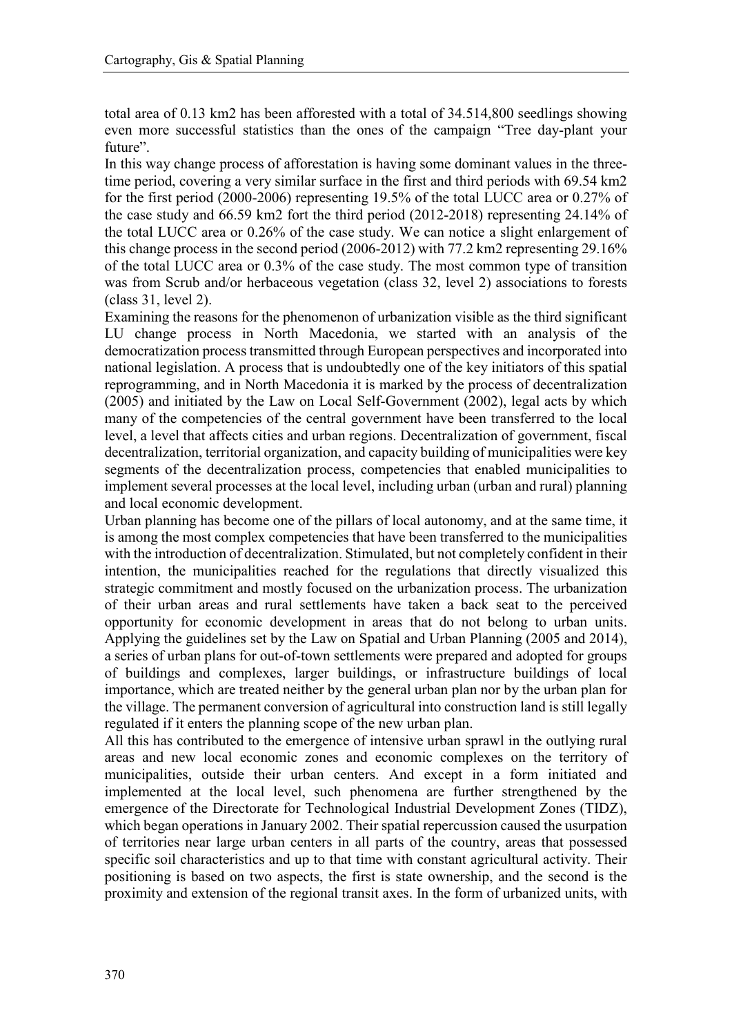total area of 0.13 km2 has been afforested with a total of 34.514,800 seedlings showing even more successful statistics than the ones of the campaign "Tree day-plant your future".

In this way change process of afforestation is having some dominant values in the three-time period, covering a very similar surface in the first and third periods with 69.54 km2 for the first period (2000-2006) representing 19.5% of the total LUCC area or 0.27% of the case study and 66.59 km2 fort the third period (2012-2018) representing 24.14% of the total LUCC area or 0.26% of the case study. We can notice a slight enlargement of this change process in the second period (2006-2012) with 77.2 km2 representing 29.16% of the total LUCC area or 0.3% of the case study. The most common type of transition was from Scrub and/or herbaceous vegetation (class 32, level 2) associations to forests (class 31, level 2).

Examining the reasons for the phenomenon of urbanization visible as the third significant LU change process in North Macedonia, we started with an analysis of the democratization process transmitted through European perspectives and incorporated into national legislation. A process that is undoubtedly one of the key initiators of this spatial reprogramming, and in North Macedonia it is marked by the process of decentralization (2005) and initiated by the Law on Local Self-Government (2002), legal acts by which many of the competencies of the central government have been transferred to the local level, a level that affects cities and urban regions. Decentralization of government, fiscal decentralization, territorial organization, and capacity building of municipalities were key segments of the decentralization process, competencies that enabled municipalities to implement several processes at the local level, including urban (urban and rural) planning and local economic development.

Urban planning has become one of the pillars of local autonomy, and at the same time, it is among the most complex competencies that have been transferred to the municipalities with the introduction of decentralization. Stimulated, but not completely confident in their intention, the municipalities reached for the regulations that directly visualized this strategic commitment and mostly focused on the urbanization process. The urbanization of their urban areas and rural settlements have taken a back seat to the perceived opportunity for economic development in areas that do not belong to urban units. Applying the guidelines set by the Law on Spatial and Urban Planning (2005 and 2014), a series of urban plans for out-of-town settlements were prepared and adopted for groups of buildings and complexes, larger buildings, or infrastructure buildings of local importance, which are treated neither by the general urban plan nor by the urban plan for the village. The permanent conversion of agricultural into construction land is still legally regulated if it enters the planning scope of the new urban plan.

All this has contributed to the emergence of intensive urban sprawl in the outlying rural areas and new local economic zones and economic complexes on the territory of municipalities, outside their urban centers. And except in a form initiated and implemented at the local level, such phenomena are further strengthened by the emergence of the Directorate for Technological Industrial Development Zones (TIDZ), which began operations in January 2002. Their spatial repercussion caused the usurpation of territories near large urban centers in all parts of the country, areas that possessed specific soil characteristics and up to that time with constant agricultural activity. Their positioning is based on two aspects, the first is state ownership, and the second is the proximity and extension of the regional transit axes. In the form of urbanized units, with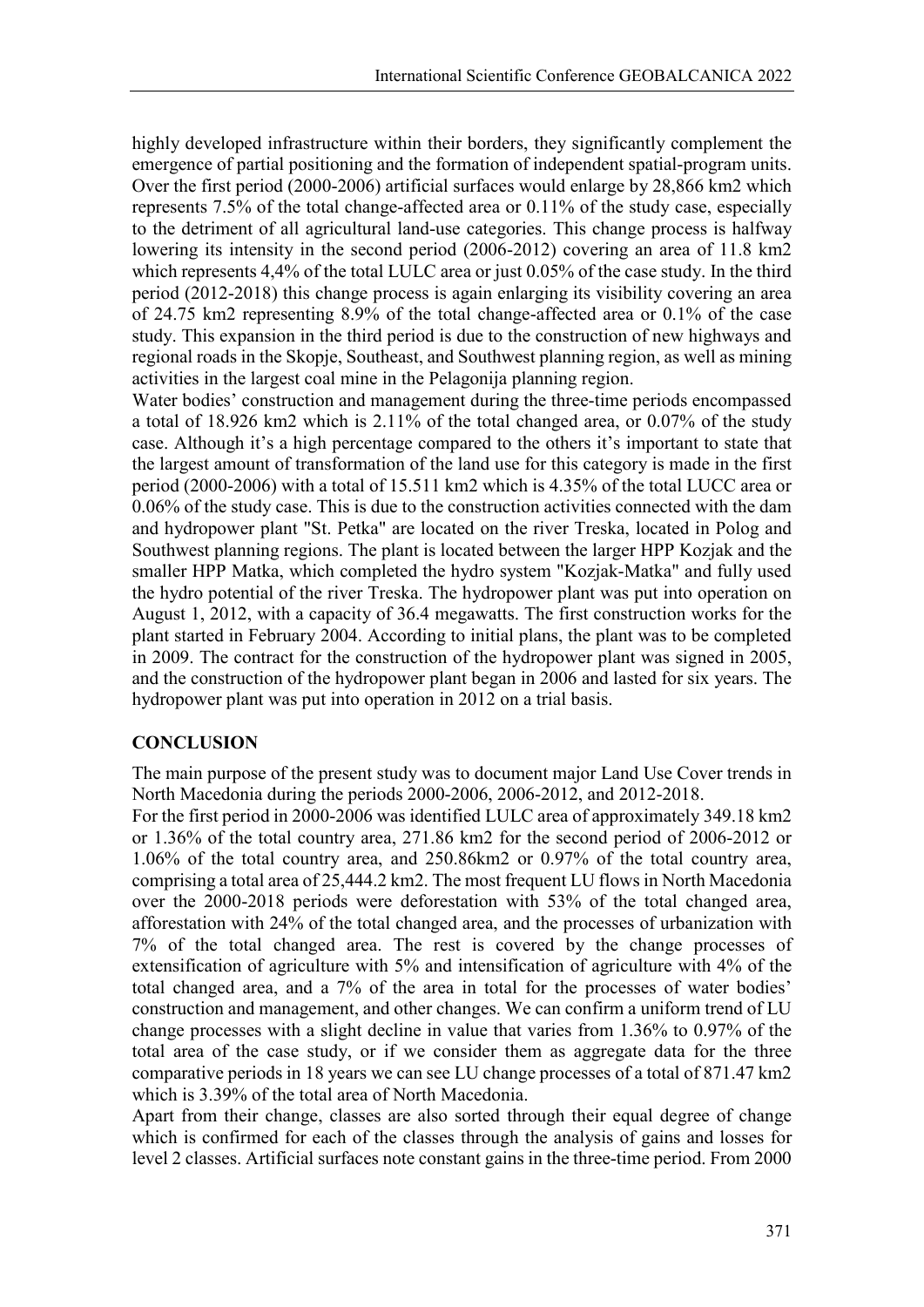highly developed infrastructure within their borders, they significantly complement the emergence of partial positioning and the formation of independent spatial-program units. Over the first period (2000-2006) artificial surfaces would enlarge by 28,866 km2 which represents 7.5% of the total change-affected area or 0.11% of the study case, especially to the detriment of all agricultural land-use categories. This change process is halfway lowering its intensity in the second period (2006-2012) covering an area of 11.8 km2 which represents 4,4% of the total LULC area or just 0.05% of the case study. In the third period (2012-2018) this change process is again enlarging its visibility covering an area of 24.75 km2 representing 8.9% of the total change-affected area or 0.1% of the case study. This expansion in the third period is due to the construction of new highways and regional roads in the Skopje, Southeast, and Southwest planning region, as well as mining activities in the largest coal mine in the Pelagonija planning region.

Water bodies' construction and management during the three-time periods encompassed a total of 18.926 km2 which is 2.11% of the total changed area, or 0.07% of the study case. Although it's a high percentage compared to the others it's important to state that the largest amount of transformation of the land use for this category is made in the first period (2000-2006) with a total of 15.511 km2 which is 4.35% of the total LUCC area or 0.06% of the study case. This is due to the construction activities connected with the dam and hydropower plant "St. Petka" are located on the river Treska, located in Polog and Southwest planning regions. The plant is located between the larger HPP Kozjak and the smaller HPP Matka, which completed the hydro system "Kozjak-Matka" and fully used the hydro potential of the river Treska. The hydropower plant was put into operation on August 1, 2012, with a capacity of 36.4 megawatts. The first construction works for the plant started in February 2004. According to initial plans, the plant was to be completed in 2009. The contract for the construction of the hydropower plant was signed in 2005, and the construction of the hydropower plant began in 2006 and lasted for six years. The hydropower plant was put into operation in 2012 on a trial basis.

## CONCLUSION

The main purpose of the present study was to document major Land Use Cover trends in North Macedonia during the periods 2000-2006, 2006-2012, and 2012-2018.

For the first period in 2000-2006 was identified LULC area of approximately 349.18 km2 or 1.36% of the total country area, 271.86 km2 for the second period of 2006-2012 or 1.06% of the total country area, and 250.86km2 or 0.97% of the total country area, comprising a total area of 25,444.2 km2. The most frequent LU flows in North Macedonia over the 2000-2018 periods were deforestation with 53% of the total changed area, afforestation with 24% of the total changed area, and the processes of urbanization with 7% of the total changed area. The rest is covered by the change processes of extensification of agriculture with 5% and intensification of agriculture with 4% of the total changed area, and a 7% of the area in total for the processes of water bodies' construction and management, and other changes. We can confirm a uniform trend of LU change processes with a slight decline in value that varies from 1.36% to 0.97% of the total area of the case study, or if we consider them as aggregate data for the three comparative periods in 18 years we can see LU change processes of a total of 871.47 km2 which is 3.39% of the total area of North Macedonia.

Apart from their change, classes are also sorted through their equal degree of change which is confirmed for each of the classes through the analysis of gains and losses for level 2 classes. Artificial surfaces note constant gains in the three-time period. From 2000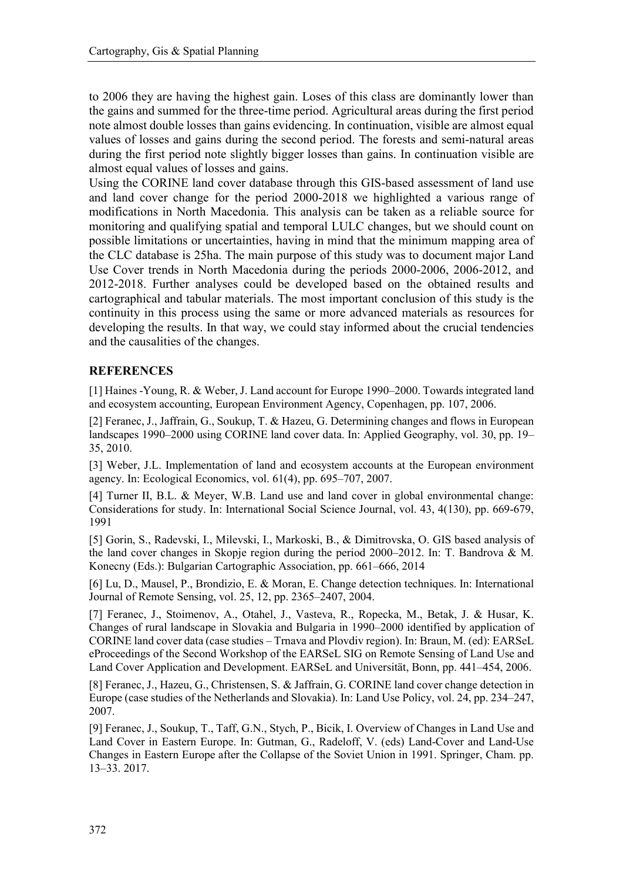to 2006 they are having the highest gain. Loses of this class are dominantly lower than the gains and summed for the three-time period. Agricultural areas during the first period note almost double losses than gains evidencing. In continuation, visible are almost equal values of losses and gains during the second period. The forests and semi-natural areas during the first period note slightly bigger losses than gains. In continuation visible are almost equal values of losses and gains.

Using the CORINE land cover database through this GIS-based assessment of land use and land cover change for the period 2000-2018 we highlighted a various range of modifications in North Macedonia. This analysis can be taken as a reliable source for monitoring and qualifying spatial and temporal LULC changes, but we should count on possible limitations or uncertainties, having in mind that the minimum mapping area of the CLC database is 25ha. The main purpose of this study was to document major Land Use Cover trends in North Macedonia during the periods 2000-2006, 2006-2012, and 2012-2018. Further analyses could be developed based on the obtained results and cartographical and tabular materials. The most important conclusion of this study is the continuity in this process using the same or more advanced materials as resources for developing the results. In that way, we could stay informed about the crucial tendencies and the causalities of the changes.

## REFERENCES

[1] Haines -Young, R. & Weber, J. Land account for Europe 1990–2000. Towards integrated land and ecosystem accounting, European Environment Agency, Copenhagen, pp. 107, 2006.

[2] Feranec, J., Jaffrain, G., Soukup, T. & Hazeu, G. Determining changes and flows in European landscapes 1990–2000 using CORINE land cover data. In: Applied Geography, vol. 30, pp. 19–35, 2010.

[3] Weber, J.L. Implementation of land and ecosystem accounts at the European environment agency. In: Ecological Economics, vol. 61(4), pp. 695–707, 2007.

[4] Turner II, B.L. & Meyer, W.B. Land use and land cover in global environmental change: Considerations for study. In: International Social Science Journal, vol. 43, 4(130), pp. 669-679, 1991

[5] Gorin, S., Radevski, I., Milevski, I., Markoski, B., & Dimitrovska, O. GIS based analysis of the land cover changes in Skopje region during the period 2000–2012. In: T. Bandrova & M. Konecny (Eds.): Bulgarian Cartographic Association, pp. 661–666, 2014

[6] Lu, D., Mausel, P., Brondizio, E. & Moran, E. Change detection techniques. In: International Journal of Remote Sensing, vol. 25, 12, pp. 2365–2407, 2004.

[7] Feranec, J., Stoimenov, A., Otahel, J., Vasteva, R., Ropecka, M., Betak, J. & Husar, K. Changes of rural landscape in Slovakia and Bulgaria in 1990–2000 identified by application of CORINE land cover data (case studies – Trnava and Plovdiv region). In: Braun, M. (ed): EARSeL eProceedings of the Second Workshop of the EARSeL SIG on Remote Sensing of Land Use and Land Cover Application and Development. EARSeL and Universität, Bonn, pp. 441–454, 2006.

[8] Feranec, J., Hazeu, G., Christensen, S. & Jaffrain, G. CORINE land cover change detection in Europe (case studies of the Netherlands and Slovakia). In: Land Use Policy, vol. 24, pp. 234–247, 2007.

[9] Feranec, J., Soukup, T., Taff, G.N., Stych, P., Bicik, I. Overview of Changes in Land Use and Land Cover in Eastern Europe. In: Gutman, G., Radeloff, V. (eds) Land-Cover and Land-Use Changes in Eastern Europe after the Collapse of the Soviet Union in 1991. Springer, Cham. pp. 13–33. 2017.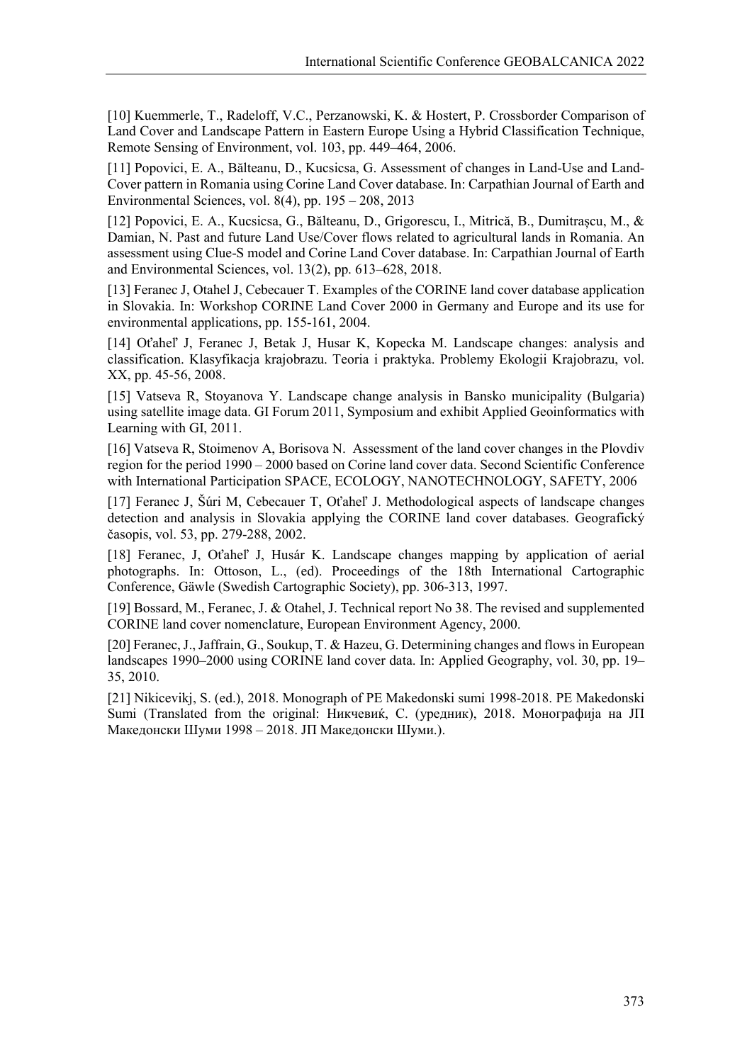[10] Kuemmerle, T., Radeloff, V.C., Perzanowski, K. & Hostert, P. Crossborder Comparison of Land Cover and Landscape Pattern in Eastern Europe Using a Hybrid Classification Technique, Remote Sensing of Environment, vol. 103, pp. 449–464, 2006.

[11] Popovici, E. A., Bălteanu, D., Kucsicsa, G. Assessment of changes in Land-Use and Land-Cover pattern in Romania using Corine Land Cover database. In: Carpathian Journal of Earth and Environmental Sciences, vol. 8(4), pp. 195 – 208, 2013

[12] Popovici, E. A., Kucsicsa, G., Bălteanu, D., Grigorescu, I., Mitrică, B., Dumitrașcu, M., & Damian, N. Past and future Land Use/Cover flows related to agricultural lands in Romania. An assessment using Clue-S model and Corine Land Cover database. In: Carpathian Journal of Earth and Environmental Sciences, vol. 13(2), pp. 613–628, 2018.

[13] Feranec J, Otahel J, Cebecauer T. Examples of the CORINE land cover database application in Slovakia. In: Workshop CORINE Land Cover 2000 in Germany and Europe and its use for environmental applications, pp. 155-161, 2004.

[14] Oťaheľ J, Feranec J, Betak J, Husar K, Kopecka M. Landscape changes: analysis and classification. Klasyfikacja krajobrazu. Teoria i praktyka. Problemy Ekologii Krajobrazu, vol. XX, pp. 45-56, 2008.

[15] Vatseva R, Stoyanova Y. Landscape change analysis in Bansko municipality (Bulgaria) using satellite image data. GI Forum 2011, Symposium and exhibit Applied Geoinformatics with Learning with GI, 2011.

[16] Vatseva R, Stoimenov A, Borisova N. Assessment of the land cover changes in the Plovdiv region for the period 1990 – 2000 based on Corine land cover data. Second Scientific Conference with International Participation SPACE, ECOLOGY, NANOTECHNOLOGY, SAFETY, 2006

[17] Feranec J, Šúri M, Cebecauer T, Oťaheľ J. Methodological aspects of landscape changes detection and analysis in Slovakia applying the CORINE land cover databases. Geografický časopis, vol. 53, pp. 279-288, 2002.

[18] Feranec, J, Oťaheľ J, Husár K. Landscape changes mapping by application of aerial photographs. In: Ottoson, L., (ed). Proceedings of the 18th International Cartographic Conference, Gäwle (Swedish Cartographic Society), pp. 306-313, 1997.

[19] Bossard, M., Feranec, J. & Otahel, J. Technical report No 38. The revised and supplemented CORINE land cover nomenclature, European Environment Agency, 2000.

[20] Feranec, J., Jaffrain, G., Soukup, T. & Hazeu, G. Determining changes and flows in European landscapes 1990–2000 using CORINE land cover data. In: Applied Geography, vol. 30, pp. 19–35, 2010.

[21] Nikicevikj, S. (ed.), 2018. Monograph of PE Makedonski sumi 1998-2018. PE Makedonski Sumi (Translated from the original: Никчевиќ, С. (уредник), 2018. Монографија на ЈП Македонски Шуми 1998 – 2018. ЈП Македонски Шуми.).